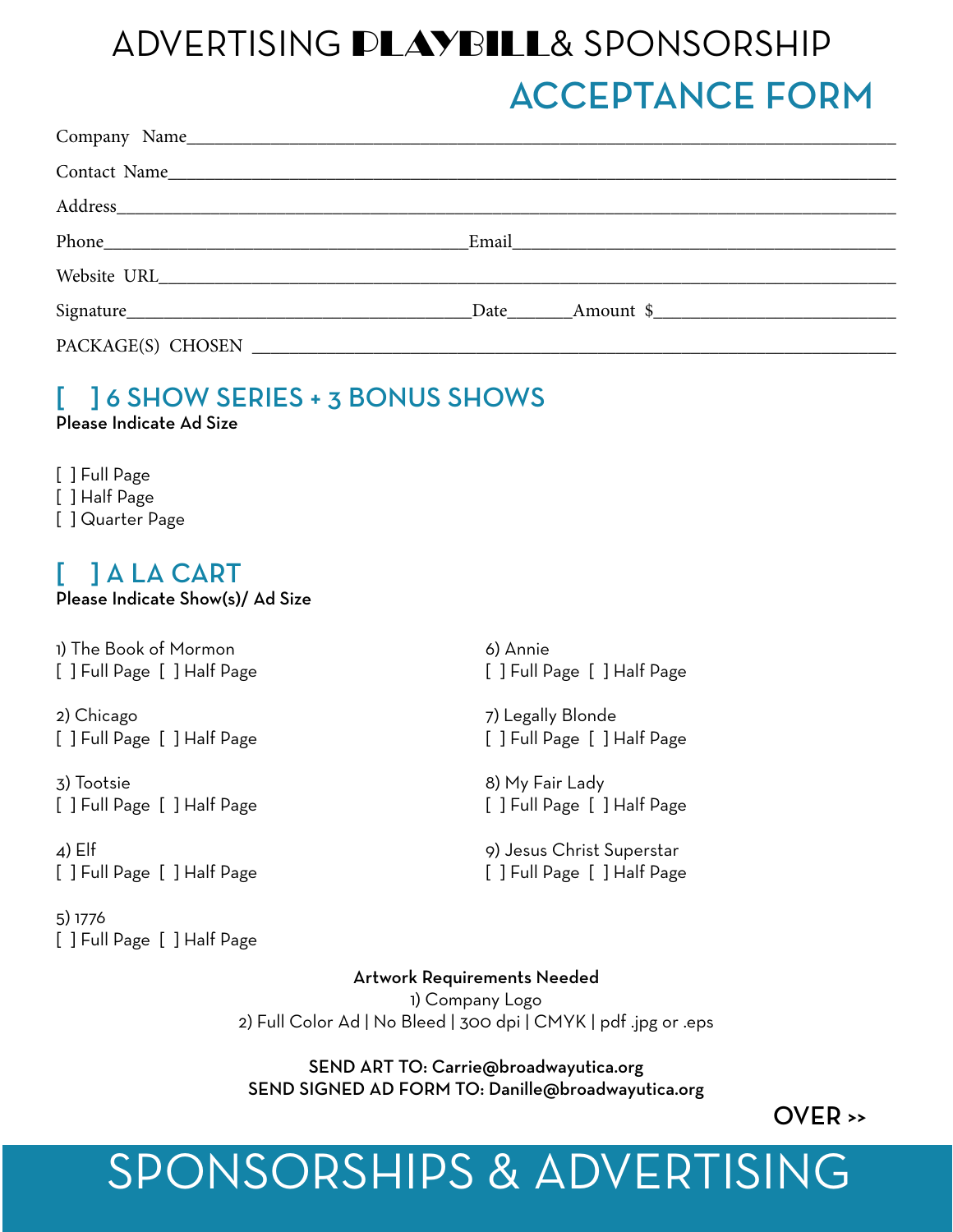# ADVERTISING PLAYBILL & SPONSORSHIP

# ACCEPTANCE FORM

Company Name_______________________________________________

Contact Name_______________________________________________

Address___________________________________________________

Phone_________________________ Email_________________________

Website URL________________________________________________

Signature______________________ Date_______ Amount $_______________

PACKAGE(S) CHOSEN ________________________________________

## [ ] 6 SHOW SERIES + 3 BONUS SHOWS

**Please Indicate Ad Size**

[ ] Full Page
[ ] Half Page
[ ] Quarter Page

## [ ] A LA CART

**Please Indicate Show(s)/ Ad Size**

1) The Book of Mormon
[ ] Full Page [ ] Half Page

2) Chicago
[ ] Full Page [ ] Half Page

3) Tootsie
[ ] Full Page [ ] Half Page

4) Elf
[ ] Full Page [ ] Half Page

5) 1776
[ ] Full Page [ ] Half Page

6) Annie
[ ] Full Page [ ] Half Page

7) Legally Blonde
[ ] Full Page [ ] Half Page

8) My Fair Lady
[ ] Full Page [ ] Half Page

9) Jesus Christ Superstar
[ ] Full Page [ ] Half Page

**Artwork Requirements Needed**
1) Company Logo
2) Full Color Ad | No Bleed | 300 dpi | CMYK | pdf .jpg or .eps

SEND ART TO: Carrie@broadwayutica.org
SEND SIGNED AD FORM TO: Danille@broadwayutica.org

OVER >>

SPONSORSHIPS & ADVERTISING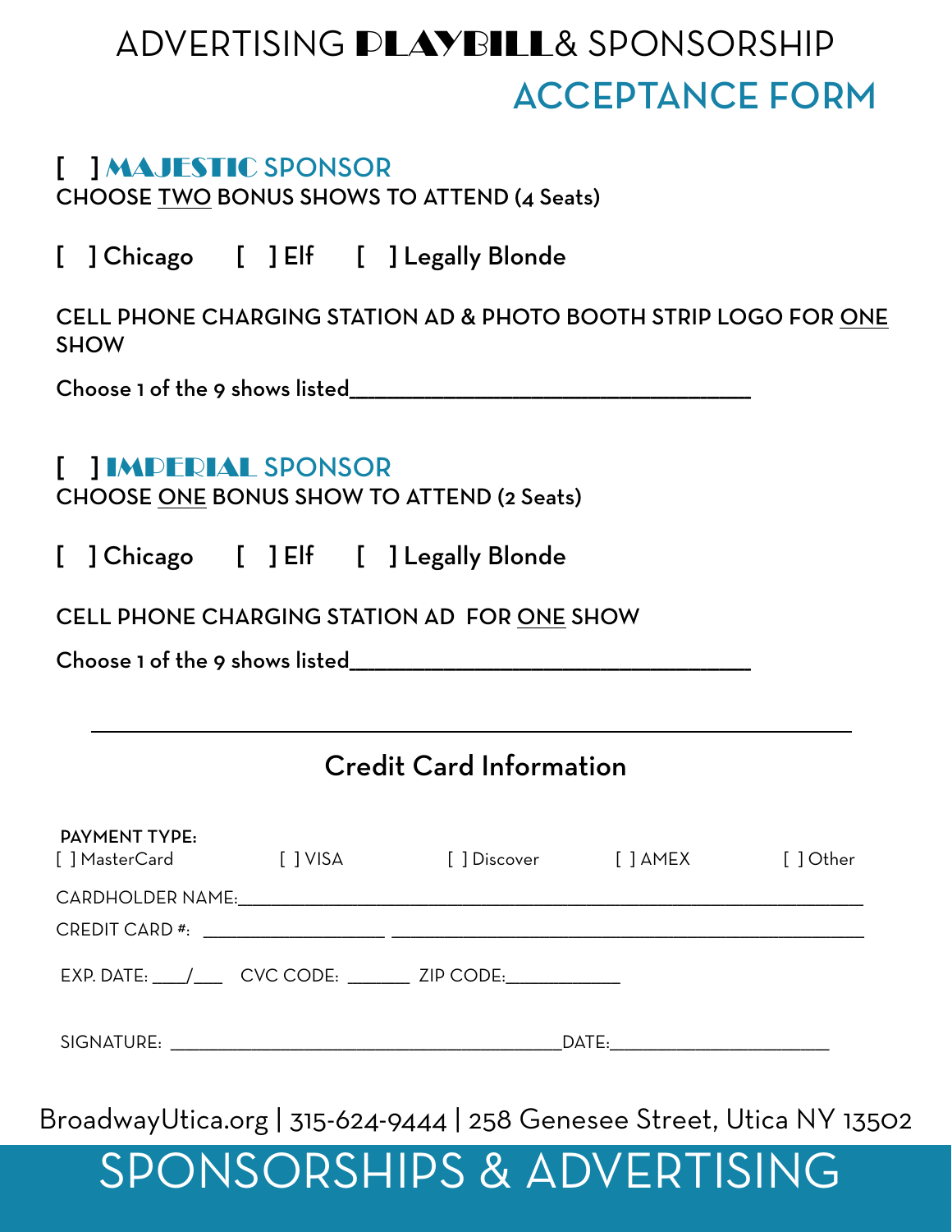# ADVERTISING PLAYBILL & SPONSORSHIP

## ACCEPTANCE FORM

## [ ] MAJESTIC SPONSOR

CHOOSE TWO BONUS SHOWS TO ATTEND (4 Seats)

[ ] Chicago [ ] Elf [ ] Legally Blonde

CELL PHONE CHARGING STATION AD & PHOTO BOOTH STRIP LOGO FOR ONE SHOW

Choose 1 of the 9 shows listed_________________________________

## [ ] IMPERIAL SPONSOR

CHOOSE ONE BONUS SHOW TO ATTEND (2 Seats)

[ ] Chicago [ ] Elf [ ] Legally Blonde

CELL PHONE CHARGING STATION AD FOR ONE SHOW

Choose 1 of the 9 shows listed_________________________________

---

## Credit Card Information

PAYMENT TYPE:
[ ] MasterCard [ ] VISA [ ] Discover [ ] AMEX [ ] Other

CARDHOLDER NAME:_______________________________________________

CREDIT CARD #: ______________ ________________________________

EXP. DATE: ___/___ CVC CODE: ______ ZIP CODE:___________

SIGNATURE: ________________________________DATE:__________________

BroadwayUtica.org | 315-624-9444 | 258 Genesee Street, Utica NY 13502

SPONSORSHIPS & ADVERTISING